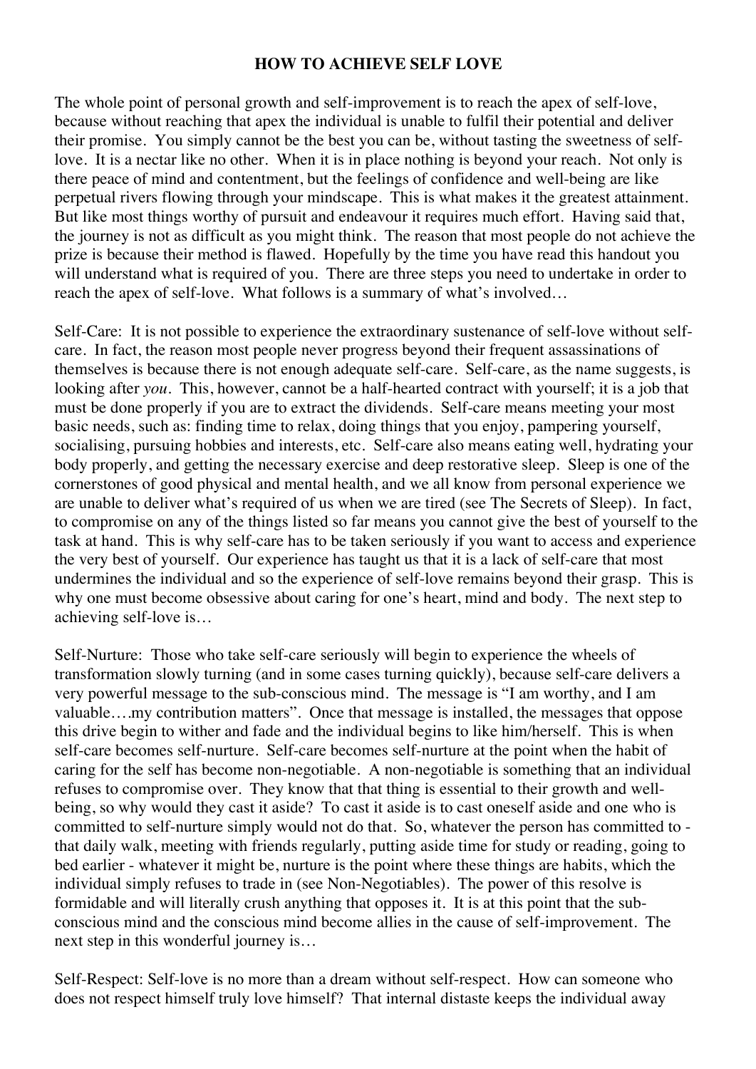# HOW TO ACHIEVE SELF LOVE

The whole point of personal growth and self-improvement is to reach the apex of self-love, because without reaching that apex the individual is unable to fulfil their potential and deliver their promise. You simply cannot be the best you can be, without tasting the sweetness of self-love. It is a nectar like no other. When it is in place nothing is beyond your reach. Not only is there peace of mind and contentment, but the feelings of confidence and well-being are like perpetual rivers flowing through your mindscape. This is what makes it the greatest attainment. But like most things worthy of pursuit and endeavour it requires much effort. Having said that, the journey is not as difficult as you might think. The reason that most people do not achieve the prize is because their method is flawed. Hopefully by the time you have read this handout you will understand what is required of you. There are three steps you need to undertake in order to reach the apex of self-love. What follows is a summary of what's involved…

Self-Care: It is not possible to experience the extraordinary sustenance of self-love without self-care. In fact, the reason most people never progress beyond their frequent assassinations of themselves is because there is not enough adequate self-care. Self-care, as the name suggests, is looking after *you*. This, however, cannot be a half-hearted contract with yourself; it is a job that must be done properly if you are to extract the dividends. Self-care means meeting your most basic needs, such as: finding time to relax, doing things that you enjoy, pampering yourself, socialising, pursuing hobbies and interests, etc. Self-care also means eating well, hydrating your body properly, and getting the necessary exercise and deep restorative sleep. Sleep is one of the cornerstones of good physical and mental health, and we all know from personal experience we are unable to deliver what's required of us when we are tired (see The Secrets of Sleep). In fact, to compromise on any of the things listed so far means you cannot give the best of yourself to the task at hand. This is why self-care has to be taken seriously if you want to access and experience the very best of yourself. Our experience has taught us that it is a lack of self-care that most undermines the individual and so the experience of self-love remains beyond their grasp. This is why one must become obsessive about caring for one's heart, mind and body. The next step to achieving self-love is…

Self-Nurture: Those who take self-care seriously will begin to experience the wheels of transformation slowly turning (and in some cases turning quickly), because self-care delivers a very powerful message to the sub-conscious mind. The message is "I am worthy, and I am valuable….my contribution matters". Once that message is installed, the messages that oppose this drive begin to wither and fade and the individual begins to like him/herself. This is when self-care becomes self-nurture. Self-care becomes self-nurture at the point when the habit of caring for the self has become non-negotiable. A non-negotiable is something that an individual refuses to compromise over. They know that that thing is essential to their growth and well-being, so why would they cast it aside? To cast it aside is to cast oneself aside and one who is committed to self-nurture simply would not do that. So, whatever the person has committed to - that daily walk, meeting with friends regularly, putting aside time for study or reading, going to bed earlier - whatever it might be, nurture is the point where these things are habits, which the individual simply refuses to trade in (see Non-Negotiables). The power of this resolve is formidable and will literally crush anything that opposes it. It is at this point that the sub-conscious mind and the conscious mind become allies in the cause of self-improvement. The next step in this wonderful journey is…

Self-Respect: Self-love is no more than a dream without self-respect. How can someone who does not respect himself truly love himself? That internal distaste keeps the individual away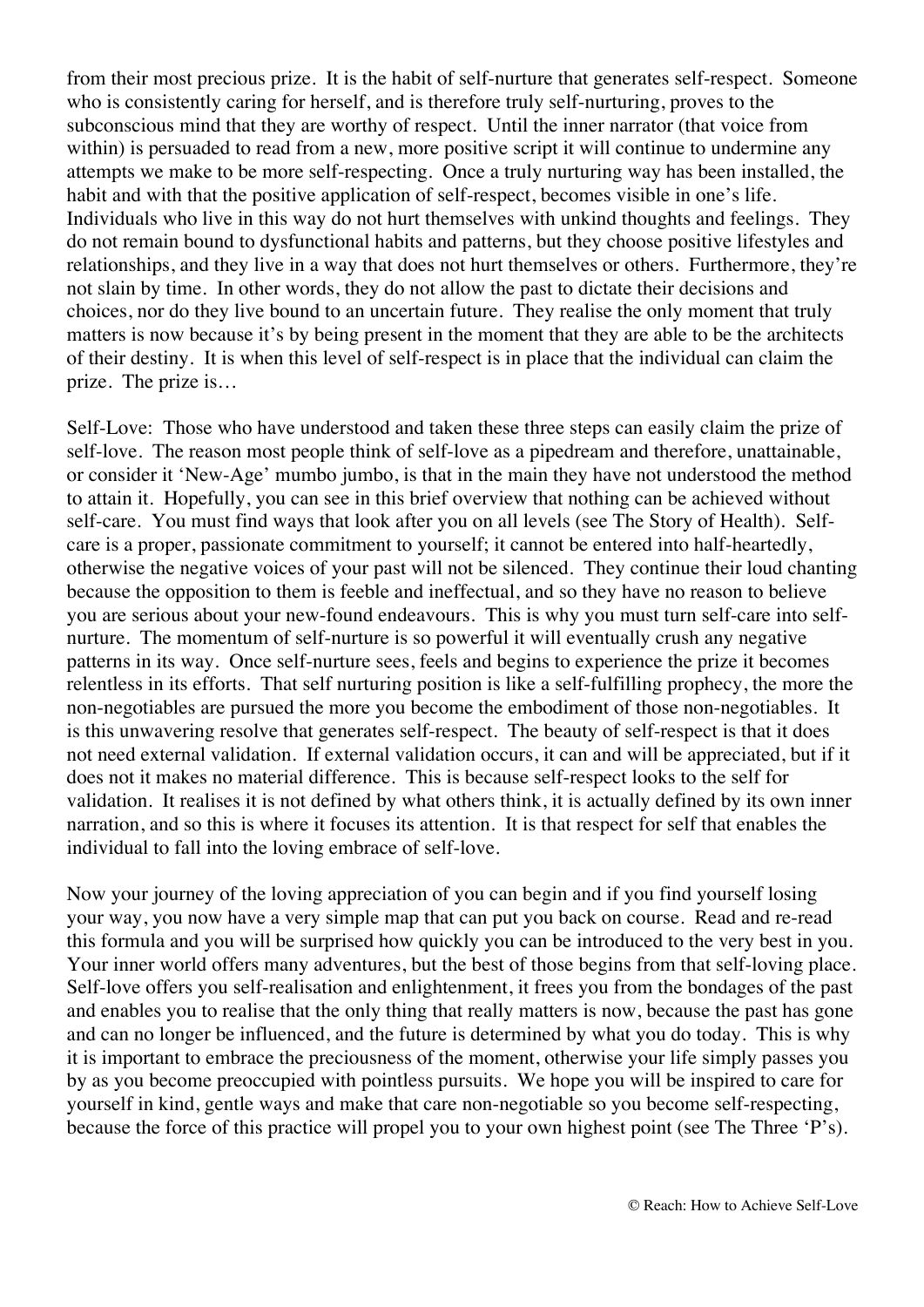from their most precious prize. It is the habit of self-nurture that generates self-respect. Someone who is consistently caring for herself, and is therefore truly self-nurturing, proves to the subconscious mind that they are worthy of respect. Until the inner narrator (that voice from within) is persuaded to read from a new, more positive script it will continue to undermine any attempts we make to be more self-respecting. Once a truly nurturing way has been installed, the habit and with that the positive application of self-respect, becomes visible in one's life. Individuals who live in this way do not hurt themselves with unkind thoughts and feelings. They do not remain bound to dysfunctional habits and patterns, but they choose positive lifestyles and relationships, and they live in a way that does not hurt themselves or others. Furthermore, they're not slain by time. In other words, they do not allow the past to dictate their decisions and choices, nor do they live bound to an uncertain future. They realise the only moment that truly matters is now because it's by being present in the moment that they are able to be the architects of their destiny. It is when this level of self-respect is in place that the individual can claim the prize. The prize is…

Self-Love: Those who have understood and taken these three steps can easily claim the prize of self-love. The reason most people think of self-love as a pipedream and therefore, unattainable, or consider it 'New-Age' mumbo jumbo, is that in the main they have not understood the method to attain it. Hopefully, you can see in this brief overview that nothing can be achieved without self-care. You must find ways that look after you on all levels (see The Story of Health). Self-care is a proper, passionate commitment to yourself; it cannot be entered into half-heartedly, otherwise the negative voices of your past will not be silenced. They continue their loud chanting because the opposition to them is feeble and ineffectual, and so they have no reason to believe you are serious about your new-found endeavours. This is why you must turn self-care into self-nurture. The momentum of self-nurture is so powerful it will eventually crush any negative patterns in its way. Once self-nurture sees, feels and begins to experience the prize it becomes relentless in its efforts. That self nurturing position is like a self-fulfilling prophecy, the more the non-negotiables are pursued the more you become the embodiment of those non-negotiables. It is this unwavering resolve that generates self-respect. The beauty of self-respect is that it does not need external validation. If external validation occurs, it can and will be appreciated, but if it does not it makes no material difference. This is because self-respect looks to the self for validation. It realises it is not defined by what others think, it is actually defined by its own inner narration, and so this is where it focuses its attention. It is that respect for self that enables the individual to fall into the loving embrace of self-love.

Now your journey of the loving appreciation of you can begin and if you find yourself losing your way, you now have a very simple map that can put you back on course. Read and re-read this formula and you will be surprised how quickly you can be introduced to the very best in you. Your inner world offers many adventures, but the best of those begins from that self-loving place. Self-love offers you self-realisation and enlightenment, it frees you from the bondages of the past and enables you to realise that the only thing that really matters is now, because the past has gone and can no longer be influenced, and the future is determined by what you do today. This is why it is important to embrace the preciousness of the moment, otherwise your life simply passes you by as you become preoccupied with pointless pursuits. We hope you will be inspired to care for yourself in kind, gentle ways and make that care non-negotiable so you become self-respecting, because the force of this practice will propel you to your own highest point (see The Three 'P's).

© Reach: How to Achieve Self-Love